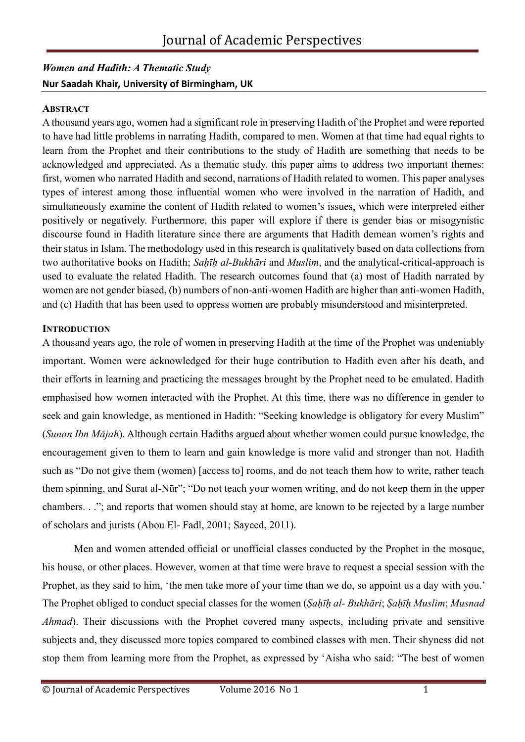## *Women and Hadith: A Thematic Study*

**Nur Saadah Khair, University of Birmingham, UK**

### ABSTRACT

A thousand years ago, women had a significant role in preserving Hadith of the Prophet and were reported to have had little problems in narrating Hadith, compared to men. Women at that time had equal rights to learn from the Prophet and their contributions to the study of Hadith are something that needs to be acknowledged and appreciated. As a thematic study, this paper aims to address two important themes: first, women who narrated Hadith and second, narrations of Hadith related to women. This paper analyses types of interest among those influential women who were involved in the narration of Hadith, and simultaneously examine the content of Hadith related to women's issues, which were interpreted either positively or negatively. Furthermore, this paper will explore if there is gender bias or misogynistic discourse found in Hadith literature since there are arguments that Hadith demean women's rights and their status in Islam. The methodology used in this research is qualitatively based on data collections from two authoritative books on Hadith; *Saḥīḥ al-Bukhāri* and *Muslim*, and the analytical-critical-approach is used to evaluate the related Hadith. The research outcomes found that (a) most of Hadith narrated by women are not gender biased, (b) numbers of non-anti-women Hadith are higher than anti-women Hadith, and (c) Hadith that has been used to oppress women are probably misunderstood and misinterpreted.

### INTRODUCTION

A thousand years ago, the role of women in preserving Hadith at the time of the Prophet was undeniably important. Women were acknowledged for their huge contribution to Hadith even after his death, and their efforts in learning and practicing the messages brought by the Prophet need to be emulated. Hadith emphasised how women interacted with the Prophet. At this time, there was no difference in gender to seek and gain knowledge, as mentioned in Hadith: "Seeking knowledge is obligatory for every Muslim" (*Sunan Ibn Mājah*). Although certain Hadiths argued about whether women could pursue knowledge, the encouragement given to them to learn and gain knowledge is more valid and stronger than not. Hadith such as "Do not give them (women) [access to] rooms, and do not teach them how to write, rather teach them spinning, and Surat al-Nūr"; "Do not teach your women writing, and do not keep them in the upper chambers. . ."; and reports that women should stay at home, are known to be rejected by a large number of scholars and jurists (Abou El- Fadl, 2001; Sayeed, 2011).

Men and women attended official or unofficial classes conducted by the Prophet in the mosque, his house, or other places. However, women at that time were brave to request a special session with the Prophet, as they said to him, 'the men take more of your time than we do, so appoint us a day with you.' The Prophet obliged to conduct special classes for the women (*Ṣaḥīḥ al- Bukhāri*; *Ṣaḥīḥ Muslim*; *Musnad Ahmad*). Their discussions with the Prophet covered many aspects, including private and sensitive subjects and, they discussed more topics compared to combined classes with men. Their shyness did not stop them from learning more from the Prophet, as expressed by 'Aisha who said: "The best of women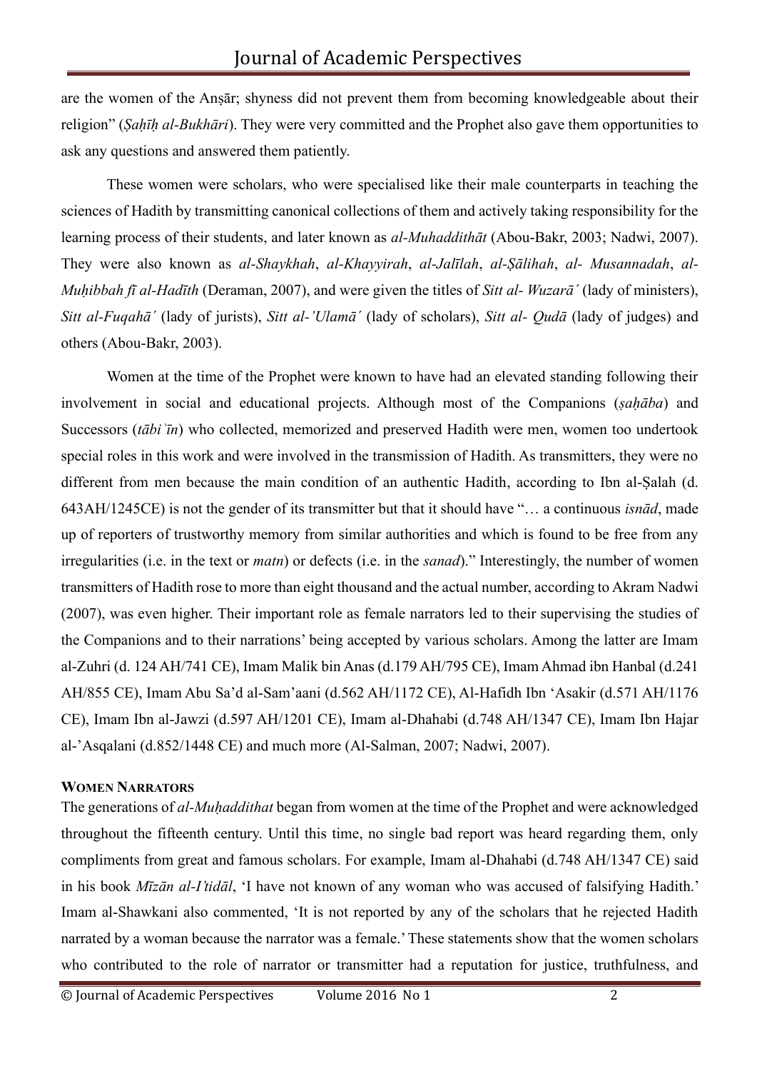are the women of the Anṣār; shyness did not prevent them from becoming knowledgeable about their religion" (*Ṣaḥīḥ al-Bukhāri*). They were very committed and the Prophet also gave them opportunities to ask any questions and answered them patiently.

These women were scholars, who were specialised like their male counterparts in teaching the sciences of Hadith by transmitting canonical collections of them and actively taking responsibility for the learning process of their students, and later known as *al-Muhaddithāt* (Abou-Bakr, 2003; Nadwi, 2007). They were also known as *al-Shaykhah*, *al-Khayyirah*, *al-Jalīlah*, *al-Ṣālihah*, *al- Musannadah*, *al-Muḥibbah fī al-Hadīth* (Deraman, 2007), and were given the titles of *Sitt al- Wuzarā´* (lady of ministers), *Sitt al-Fuqahā´* (lady of jurists), *Sitt al-'Ulamā´* (lady of scholars), *Sitt al- Qudā* (lady of judges) and others (Abou-Bakr, 2003).

Women at the time of the Prophet were known to have had an elevated standing following their involvement in social and educational projects. Although most of the Companions (*ṣaḥāba*) and Successors (*tābiʾīn*) who collected, memorized and preserved Hadith were men, women too undertook special roles in this work and were involved in the transmission of Hadith. As transmitters, they were no different from men because the main condition of an authentic Hadith, according to Ibn al-Ṣalah (d. 643AH/1245CE) is not the gender of its transmitter but that it should have "… a continuous *isnād*, made up of reporters of trustworthy memory from similar authorities and which is found to be free from any irregularities (i.e. in the text or *matn*) or defects (i.e. in the *sanad*)." Interestingly, the number of women transmitters of Hadith rose to more than eight thousand and the actual number, according to Akram Nadwi (2007), was even higher. Their important role as female narrators led to their supervising the studies of the Companions and to their narrations' being accepted by various scholars. Among the latter are Imam al-Zuhri (d. 124 AH/741 CE), Imam Malik bin Anas (d.179 AH/795 CE), Imam Ahmad ibn Hanbal (d.241 AH/855 CE), Imam Abu Sa'd al-Sam'aani (d.562 AH/1172 CE), Al-Hafidh Ibn 'Asakir (d.571 AH/1176 CE), Imam Ibn al-Jawzi (d.597 AH/1201 CE), Imam al-Dhahabi (d.748 AH/1347 CE), Imam Ibn Hajar al-'Asqalani (d.852/1448 CE) and much more (Al-Salman, 2007; Nadwi, 2007).

#### WOMEN NARRATORS

The generations of *al-Muḥaddithat* began from women at the time of the Prophet and were acknowledged throughout the fifteenth century. Until this time, no single bad report was heard regarding them, only compliments from great and famous scholars. For example, Imam al-Dhahabi (d.748 AH/1347 CE) said in his book *Mīzān al-I'tidāl*, 'I have not known of any woman who was accused of falsifying Hadith.' Imam al-Shawkani also commented, 'It is not reported by any of the scholars that he rejected Hadith narrated by a woman because the narrator was a female.' These statements show that the women scholars who contributed to the role of narrator or transmitter had a reputation for justice, truthfulness, and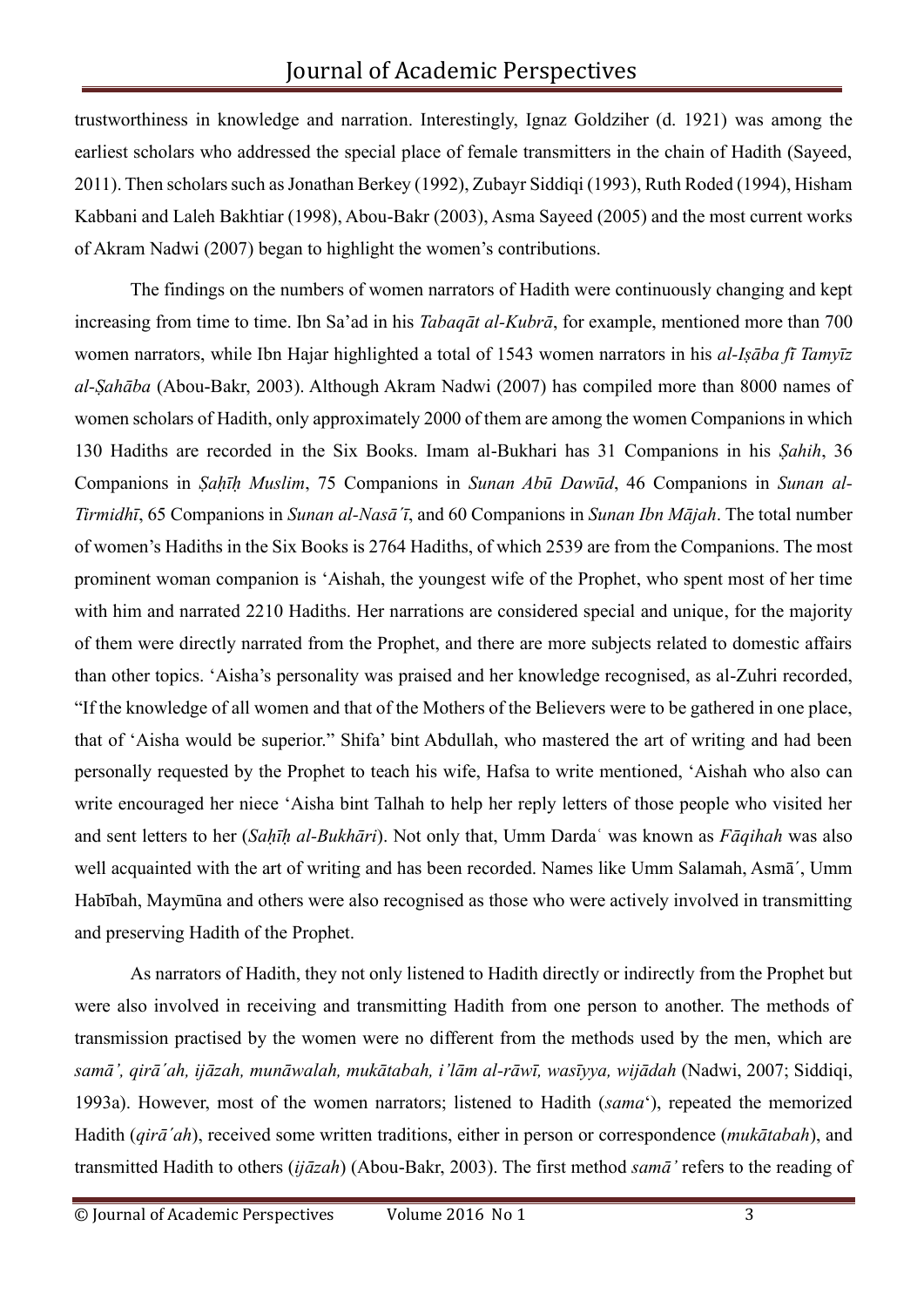trustworthiness in knowledge and narration. Interestingly, Ignaz Goldziher (d. 1921) was among the earliest scholars who addressed the special place of female transmitters in the chain of Hadith (Sayeed, 2011). Then scholars such as Jonathan Berkey (1992), Zubayr Siddiqi (1993), Ruth Roded (1994), Hisham Kabbani and Laleh Bakhtiar (1998), Abou-Bakr (2003), Asma Sayeed (2005) and the most current works of Akram Nadwi (2007) began to highlight the women's contributions.

The findings on the numbers of women narrators of Hadith were continuously changing and kept increasing from time to time. Ibn Sa'ad in his *Tabaqāt al-Kubrā*, for example, mentioned more than 700 women narrators, while Ibn Hajar highlighted a total of 1543 women narrators in his *al-Iṣāba fī Tamyīz al-Ṣahāba* (Abou-Bakr, 2003). Although Akram Nadwi (2007) has compiled more than 8000 names of women scholars of Hadith, only approximately 2000 of them are among the women Companions in which 130 Hadiths are recorded in the Six Books. Imam al-Bukhari has 31 Companions in his *Ṣahih*, 36 Companions in *Ṣaḥīḥ Muslim*, 75 Companions in *Sunan Abū Dawūd*, 46 Companions in *Sunan al-Tirmidhī*, 65 Companions in *Sunan al-Nasā´ī*, and 60 Companions in *Sunan Ibn Mājah*. The total number of women's Hadiths in the Six Books is 2764 Hadiths, of which 2539 are from the Companions. The most prominent woman companion is 'Aishah, the youngest wife of the Prophet, who spent most of her time with him and narrated 2210 Hadiths. Her narrations are considered special and unique, for the majority of them were directly narrated from the Prophet, and there are more subjects related to domestic affairs than other topics. 'Aisha's personality was praised and her knowledge recognised, as al-Zuhri recorded, "If the knowledge of all women and that of the Mothers of the Believers were to be gathered in one place, that of 'Aisha would be superior." Shifa' bint Abdullah, who mastered the art of writing and had been personally requested by the Prophet to teach his wife, Hafsa to write mentioned, 'Aishah who also can write encouraged her niece 'Aisha bint Talhah to help her reply letters of those people who visited her and sent letters to her (*Saḥīḥ al-Bukhāri*). Not only that, Umm Darda˓ was known as *Fāqihah* was also well acquainted with the art of writing and has been recorded. Names like Umm Salamah, Asmā´, Umm Habībah, Maymūna and others were also recognised as those who were actively involved in transmitting and preserving Hadith of the Prophet.

As narrators of Hadith, they not only listened to Hadith directly or indirectly from the Prophet but were also involved in receiving and transmitting Hadith from one person to another. The methods of transmission practised by the women were no different from the methods used by the men, which are *samā', qirā´ah, ijāzah, munāwalah, mukātabah, i'lām al-rāwī, wasīyya, wijādah* (Nadwi, 2007; Siddiqi, 1993a). However, most of the women narrators; listened to Hadith (*sama*'), repeated the memorized Hadith (*qirā´ah*), received some written traditions, either in person or correspondence (*mukātabah*), and transmitted Hadith to others (*ijāzah*) (Abou-Bakr, 2003). The first method *samā'* refers to the reading of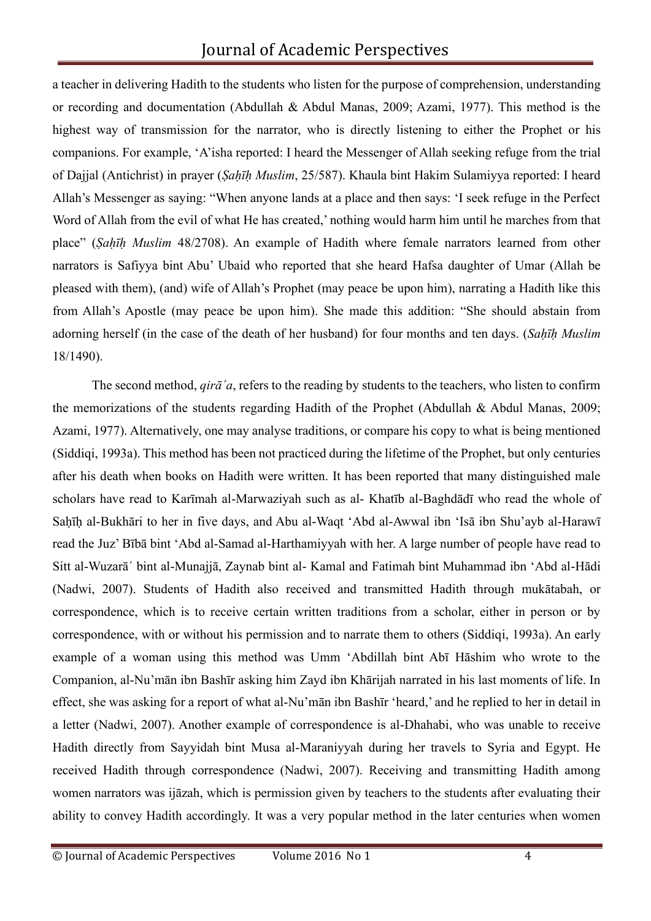a teacher in delivering Hadith to the students who listen for the purpose of comprehension, understanding or recording and documentation (Abdullah & Abdul Manas, 2009; Azami, 1977). This method is the highest way of transmission for the narrator, who is directly listening to either the Prophet or his companions. For example, 'A'isha reported: I heard the Messenger of Allah seeking refuge from the trial of Dajjal (Antichrist) in prayer (*Ṣaḥīḥ Muslim*, 25/587). Khaula bint Hakim Sulamiyya reported: I heard Allah's Messenger as saying: "When anyone lands at a place and then says: 'I seek refuge in the Perfect Word of Allah from the evil of what He has created,' nothing would harm him until he marches from that place" (*Ṣaḥīḥ Muslim* 48/2708). An example of Hadith where female narrators learned from other narrators is Safiyya bint Abu' Ubaid who reported that she heard Hafsa daughter of Umar (Allah be pleased with them), (and) wife of Allah's Prophet (may peace be upon him), narrating a Hadith like this from Allah's Apostle (may peace be upon him). She made this addition: "She should abstain from adorning herself (in the case of the death of her husband) for four months and ten days. (*Saḥīḥ Muslim* 18/1490).

The second method, *qirā´a*, refers to the reading by students to the teachers, who listen to confirm the memorizations of the students regarding Hadith of the Prophet (Abdullah & Abdul Manas, 2009; Azami, 1977). Alternatively, one may analyse traditions, or compare his copy to what is being mentioned (Siddiqi, 1993a). This method has been not practiced during the lifetime of the Prophet, but only centuries after his death when books on Hadith were written. It has been reported that many distinguished male scholars have read to Karīmah al-Marwaziyah such as al- Khatīb al-Baghdādī who read the whole of Saḥīḥ al-Bukhāri to her in five days, and Abu al-Waqt 'Abd al-Awwal ibn 'Isā ibn Shu'ayb al-Harawī read the Juz' Bībā bint 'Abd al-Samad al-Harthamiyyah with her. A large number of people have read to Sitt al-Wuzarā´ bint al-Munajjā, Zaynab bint al- Kamal and Fatimah bint Muhammad ibn 'Abd al-Hādi (Nadwi, 2007). Students of Hadith also received and transmitted Hadith through mukātabah, or correspondence, which is to receive certain written traditions from a scholar, either in person or by correspondence, with or without his permission and to narrate them to others (Siddiqi, 1993a). An early example of a woman using this method was Umm 'Abdillah bint Abī Hāshim who wrote to the Companion, al-Nu'mān ibn Bashīr asking him Zayd ibn Khārijah narrated in his last moments of life. In effect, she was asking for a report of what al-Nu'mān ibn Bashīr 'heard,' and he replied to her in detail in a letter (Nadwi, 2007). Another example of correspondence is al-Dhahabi, who was unable to receive Hadith directly from Sayyidah bint Musa al-Maraniyyah during her travels to Syria and Egypt. He received Hadith through correspondence (Nadwi, 2007). Receiving and transmitting Hadith among women narrators was ijāzah, which is permission given by teachers to the students after evaluating their ability to convey Hadith accordingly. It was a very popular method in the later centuries when women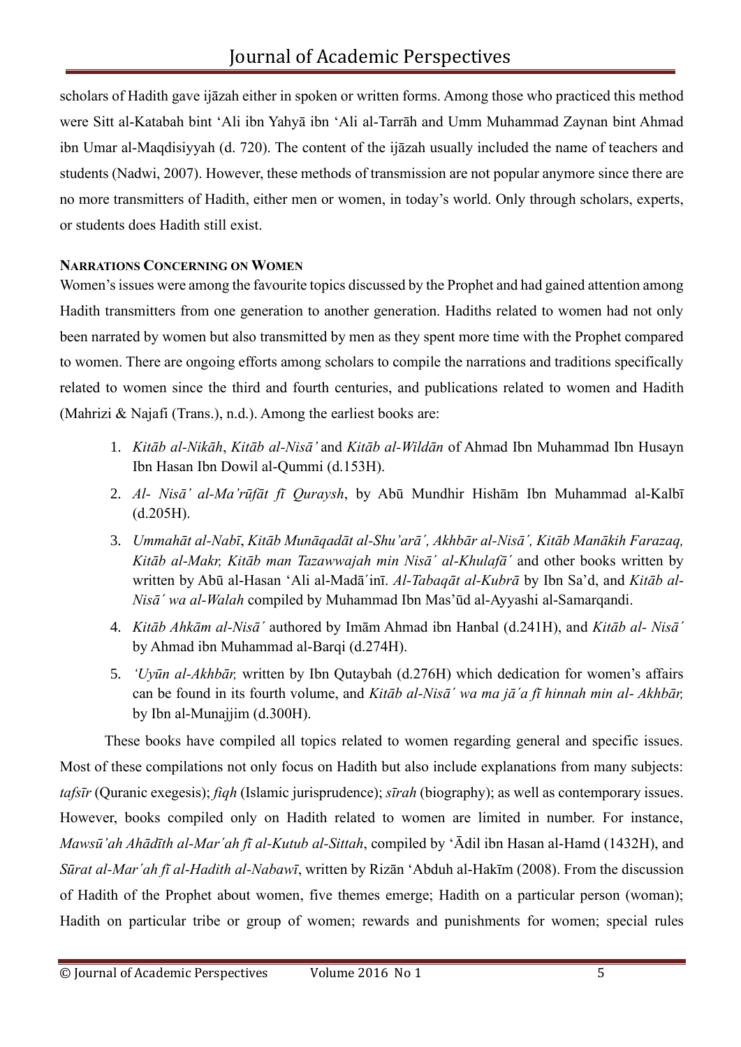scholars of Hadith gave ijāzah either in spoken or written forms. Among those who practiced this method were Sitt al-Katabah bint 'Ali ibn Yahyā ibn 'Ali al-Tarrāh and Umm Muhammad Zaynan bint Ahmad ibn Umar al-Maqdisiyyah (d. 720). The content of the ijāzah usually included the name of teachers and students (Nadwi, 2007). However, these methods of transmission are not popular anymore since there are no more transmitters of Hadith, either men or women, in today's world. Only through scholars, experts, or students does Hadith still exist.

### NARRATIONS CONCERNING ON WOMEN

Women's issues were among the favourite topics discussed by the Prophet and had gained attention among Hadith transmitters from one generation to another generation. Hadiths related to women had not only been narrated by women but also transmitted by men as they spent more time with the Prophet compared to women. There are ongoing efforts among scholars to compile the narrations and traditions specifically related to women since the third and fourth centuries, and publications related to women and Hadith (Mahrizi & Najafi (Trans.), n.d.). Among the earliest books are:

1. *Kitāb al-Nikāh*, *Kitāb al-Nisā'* and *Kitāb al-Wildān* of Ahmad Ibn Muhammad Ibn Husayn Ibn Hasan Ibn Dowil al-Qummi (d.153H).
2. *Al- Nisā' al-Ma'rūfāt fī Quraysh*, by Abū Mundhir Hishām Ibn Muhammad al-Kalbī (d.205H).
3. *Ummahāt al-Nabī*, *Kitāb Munāqadāt al-Shu'arā´, Akhbār al-Nisā´, Kitāb Manākih Farazaq, Kitāb al-Makr, Kitāb man Tazawwajah min Nisā´ al-Khulafā´* and other books written by written by Abū al-Hasan 'Ali al-Madā´inī. *Al-Tabaqāt al-Kubrā* by Ibn Sa'd, and *Kitāb al-Nisā´ wa al-Walah* compiled by Muhammad Ibn Mas'ūd al-Ayyashi al-Samarqandi.
4. *Kitāb Ahkām al-Nisā´* authored by Imām Ahmad ibn Hanbal (d.241H), and *Kitāb al- Nisā´* by Ahmad ibn Muhammad al-Barqi (d.274H).
5. *'Uyūn al-Akhbār,* written by Ibn Qutaybah (d.276H) which dedication for women's affairs can be found in its fourth volume, and *Kitāb al-Nisā´ wa ma jā´a fī hinnah min al- Akhbār,* by Ibn al-Munajjim (d.300H).

These books have compiled all topics related to women regarding general and specific issues. Most of these compilations not only focus on Hadith but also include explanations from many subjects: *tafsīr* (Quranic exegesis); *fiqh* (Islamic jurisprudence); *sīrah* (biography); as well as contemporary issues. However, books compiled only on Hadith related to women are limited in number. For instance, *Mawsū'ah Ahādīth al-Mar´ah fī al-Kutub al-Sittah*, compiled by 'Ādil ibn Hasan al-Hamd (1432H), and *Sūrat al-Mar´ah fī al-Hadith al-Nabawī*, written by Rizān 'Abduh al-Hakīm (2008). From the discussion of Hadith of the Prophet about women, five themes emerge; Hadith on a particular person (woman); Hadith on particular tribe or group of women; rewards and punishments for women; special rules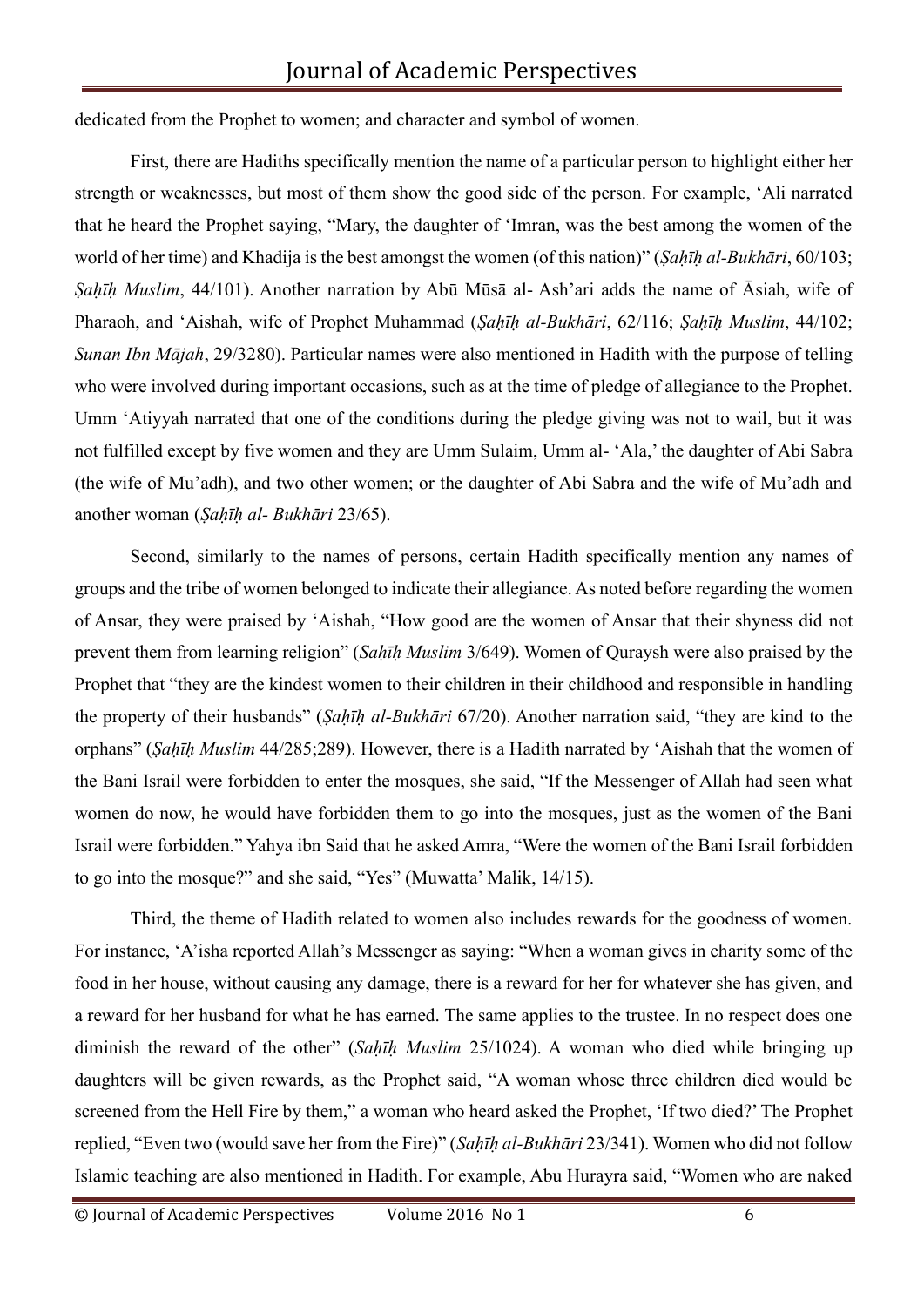dedicated from the Prophet to women; and character and symbol of women.

First, there are Hadiths specifically mention the name of a particular person to highlight either her strength or weaknesses, but most of them show the good side of the person. For example, 'Ali narrated that he heard the Prophet saying, "Mary, the daughter of 'Imran, was the best among the women of the world of her time) and Khadija is the best amongst the women (of this nation)" (*Ṣaḥīḥ al-Bukhāri*, 60/103; *Ṣaḥīḥ Muslim*, 44/101). Another narration by Abū Mūsā al- Ash'ari adds the name of Āsiah, wife of Pharaoh, and 'Aishah, wife of Prophet Muhammad (*Ṣaḥīḥ al-Bukhāri*, 62/116; *Ṣaḥīḥ Muslim*, 44/102; *Sunan Ibn Mājah*, 29/3280). Particular names were also mentioned in Hadith with the purpose of telling who were involved during important occasions, such as at the time of pledge of allegiance to the Prophet. Umm 'Atiyyah narrated that one of the conditions during the pledge giving was not to wail, but it was not fulfilled except by five women and they are Umm Sulaim, Umm al- 'Ala,' the daughter of Abi Sabra (the wife of Mu'adh), and two other women; or the daughter of Abi Sabra and the wife of Mu'adh and another woman (*Ṣaḥīḥ al- Bukhāri* 23/65).

Second, similarly to the names of persons, certain Hadith specifically mention any names of groups and the tribe of women belonged to indicate their allegiance. As noted before regarding the women of Ansar, they were praised by 'Aishah, "How good are the women of Ansar that their shyness did not prevent them from learning religion" (*Saḥīḥ Muslim* 3/649). Women of Quraysh were also praised by the Prophet that "they are the kindest women to their children in their childhood and responsible in handling the property of their husbands" (*Ṣaḥīḥ al-Bukhāri* 67/20). Another narration said, "they are kind to the orphans" (*Ṣaḥīḥ Muslim* 44/285;289). However, there is a Hadith narrated by 'Aishah that the women of the Bani Israil were forbidden to enter the mosques, she said, "If the Messenger of Allah had seen what women do now, he would have forbidden them to go into the mosques, just as the women of the Bani Israil were forbidden." Yahya ibn Said that he asked Amra, "Were the women of the Bani Israil forbidden to go into the mosque?" and she said, "Yes" (Muwatta' Malik, 14/15).

Third, the theme of Hadith related to women also includes rewards for the goodness of women. For instance, 'A'isha reported Allah's Messenger as saying: "When a woman gives in charity some of the food in her house, without causing any damage, there is a reward for her for whatever she has given, and a reward for her husband for what he has earned. The same applies to the trustee. In no respect does one diminish the reward of the other" (*Saḥīḥ Muslim* 25/1024). A woman who died while bringing up daughters will be given rewards, as the Prophet said, "A woman whose three children died would be screened from the Hell Fire by them," a woman who heard asked the Prophet, 'If two died?' The Prophet replied, "Even two (would save her from the Fire)" (*Saḥīḥ al-Bukhāri* 23/341). Women who did not follow Islamic teaching are also mentioned in Hadith. For example, Abu Hurayra said, "Women who are naked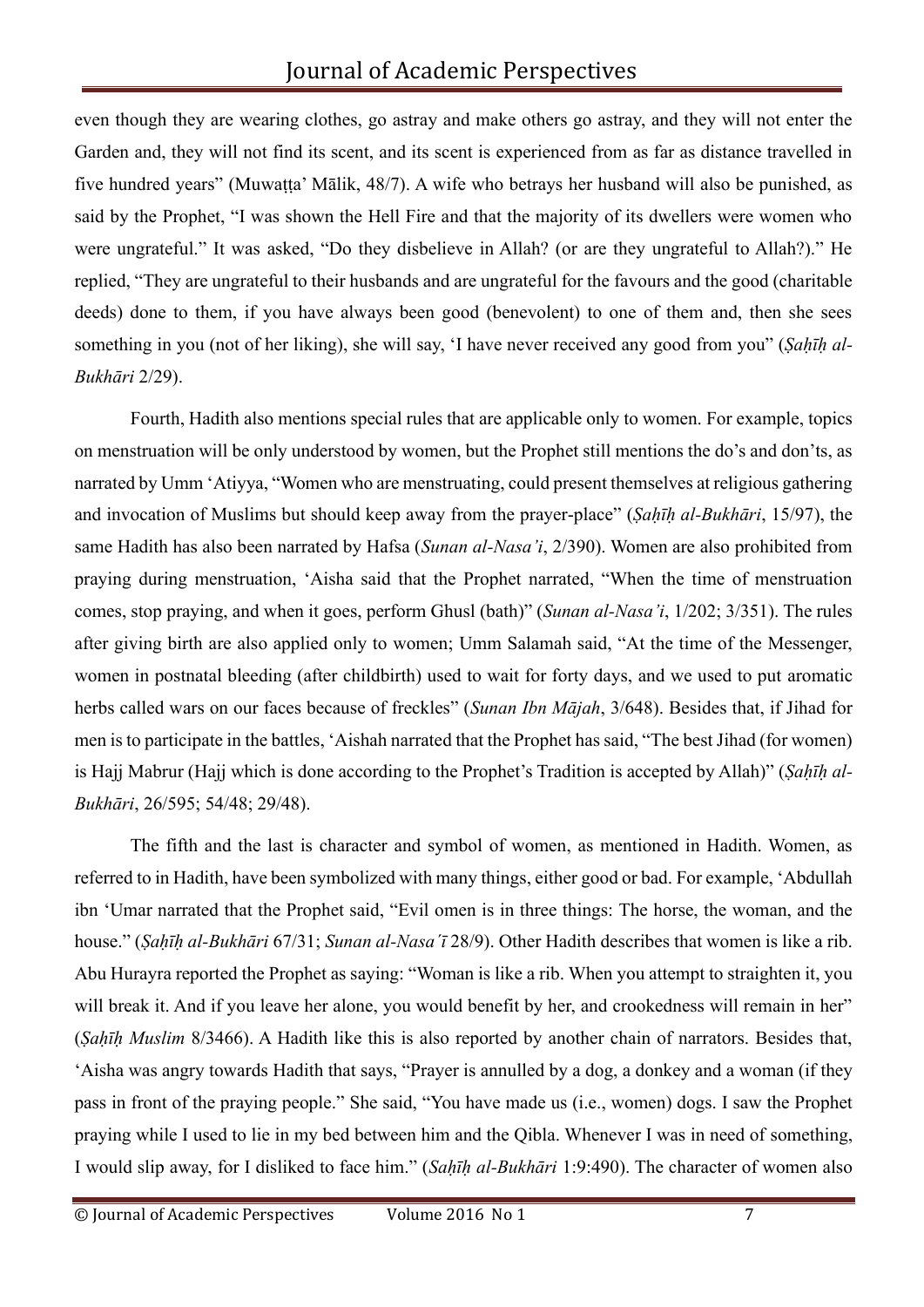even though they are wearing clothes, go astray and make others go astray, and they will not enter the Garden and, they will not find its scent, and its scent is experienced from as far as distance travelled in five hundred years" (Muwaṭṭa' Mālik, 48/7). A wife who betrays her husband will also be punished, as said by the Prophet, "I was shown the Hell Fire and that the majority of its dwellers were women who were ungrateful." It was asked, "Do they disbelieve in Allah? (or are they ungrateful to Allah?)." He replied, "They are ungrateful to their husbands and are ungrateful for the favours and the good (charitable deeds) done to them, if you have always been good (benevolent) to one of them and, then she sees something in you (not of her liking), she will say, 'I have never received any good from you" (*Ṣaḥīḥ al-Bukhārī* 2/29).

Fourth, Hadith also mentions special rules that are applicable only to women. For example, topics on menstruation will be only understood by women, but the Prophet still mentions the do's and don'ts, as narrated by Umm 'Atiyya, "Women who are menstruating, could present themselves at religious gathering and invocation of Muslims but should keep away from the prayer-place" (*Ṣaḥīḥ al-Bukhārī*, 15/97), the same Hadith has also been narrated by Hafsa (*Sunan al-Nasa'i*, 2/390). Women are also prohibited from praying during menstruation, 'Aisha said that the Prophet narrated, "When the time of menstruation comes, stop praying, and when it goes, perform Ghusl (bath)" (*Sunan al-Nasa'i*, 1/202; 3/351). The rules after giving birth are also applied only to women; Umm Salamah said, "At the time of the Messenger, women in postnatal bleeding (after childbirth) used to wait for forty days, and we used to put aromatic herbs called wars on our faces because of freckles" (*Sunan Ibn Mājah*, 3/648). Besides that, if Jihad for men is to participate in the battles, 'Aishah narrated that the Prophet has said, "The best Jihad (for women) is Hajj Mabrur (Hajj which is done according to the Prophet's Tradition is accepted by Allah)" (*Ṣaḥīḥ al-Bukhārī*, 26/595; 54/48; 29/48).

The fifth and the last is character and symbol of women, as mentioned in Hadith. Women, as referred to in Hadith, have been symbolized with many things, either good or bad. For example, 'Abdullah ibn 'Umar narrated that the Prophet said, "Evil omen is in three things: The horse, the woman, and the house." (*Ṣaḥīḥ al-Bukhārī* 67/31; *Sunan al-Nasa'ī* 28/9). Other Hadith describes that women is like a rib. Abu Hurayra reported the Prophet as saying: "Woman is like a rib. When you attempt to straighten it, you will break it. And if you leave her alone, you would benefit by her, and crookedness will remain in her" (*Ṣaḥīḥ Muslim* 8/3466). A Hadith like this is also reported by another chain of narrators. Besides that, 'Aisha was angry towards Hadith that says, "Prayer is annulled by a dog, a donkey and a woman (if they pass in front of the praying people." She said, "You have made us (i.e., women) dogs. I saw the Prophet praying while I used to lie in my bed between him and the Qibla. Whenever I was in need of something, I would slip away, for I disliked to face him." (*Saḥīḥ al-Bukhārī* 1:9:490). The character of women also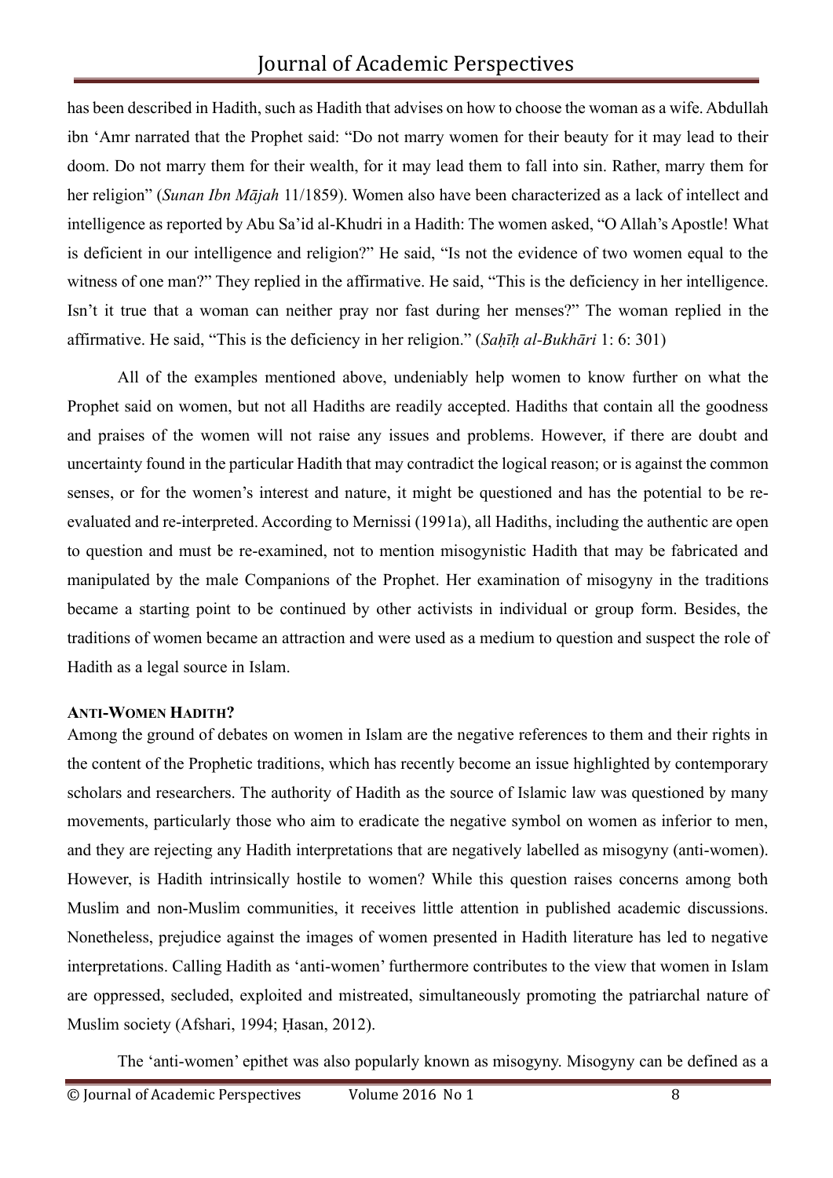has been described in Hadith, such as Hadith that advises on how to choose the woman as a wife. Abdullah ibn 'Amr narrated that the Prophet said: "Do not marry women for their beauty for it may lead to their doom. Do not marry them for their wealth, for it may lead them to fall into sin. Rather, marry them for her religion" (*Sunan Ibn Mājah* 11/1859). Women also have been characterized as a lack of intellect and intelligence as reported by Abu Sa'id al-Khudri in a Hadith: The women asked, "O Allah's Apostle! What is deficient in our intelligence and religion?" He said, "Is not the evidence of two women equal to the witness of one man?" They replied in the affirmative. He said, "This is the deficiency in her intelligence. Isn't it true that a woman can neither pray nor fast during her menses?" The woman replied in the affirmative. He said, "This is the deficiency in her religion." (*Saḥīḥ al-Bukhāri* 1: 6: 301)

All of the examples mentioned above, undeniably help women to know further on what the Prophet said on women, but not all Hadiths are readily accepted. Hadiths that contain all the goodness and praises of the women will not raise any issues and problems. However, if there are doubt and uncertainty found in the particular Hadith that may contradict the logical reason; or is against the common senses, or for the women's interest and nature, it might be questioned and has the potential to be re-evaluated and re-interpreted. According to Mernissi (1991a), all Hadiths, including the authentic are open to question and must be re-examined, not to mention misogynistic Hadith that may be fabricated and manipulated by the male Companions of the Prophet. Her examination of misogyny in the traditions became a starting point to be continued by other activists in individual or group form. Besides, the traditions of women became an attraction and were used as a medium to question and suspect the role of Hadith as a legal source in Islam.

### ANTI-WOMEN HADITH?

Among the ground of debates on women in Islam are the negative references to them and their rights in the content of the Prophetic traditions, which has recently become an issue highlighted by contemporary scholars and researchers. The authority of Hadith as the source of Islamic law was questioned by many movements, particularly those who aim to eradicate the negative symbol on women as inferior to men, and they are rejecting any Hadith interpretations that are negatively labelled as misogyny (anti-women). However, is Hadith intrinsically hostile to women? While this question raises concerns among both Muslim and non-Muslim communities, it receives little attention in published academic discussions. Nonetheless, prejudice against the images of women presented in Hadith literature has led to negative interpretations. Calling Hadith as 'anti-women' furthermore contributes to the view that women in Islam are oppressed, secluded, exploited and mistreated, simultaneously promoting the patriarchal nature of Muslim society (Afshari, 1994; Ḥasan, 2012).

The 'anti-women' epithet was also popularly known as misogyny. Misogyny can be defined as a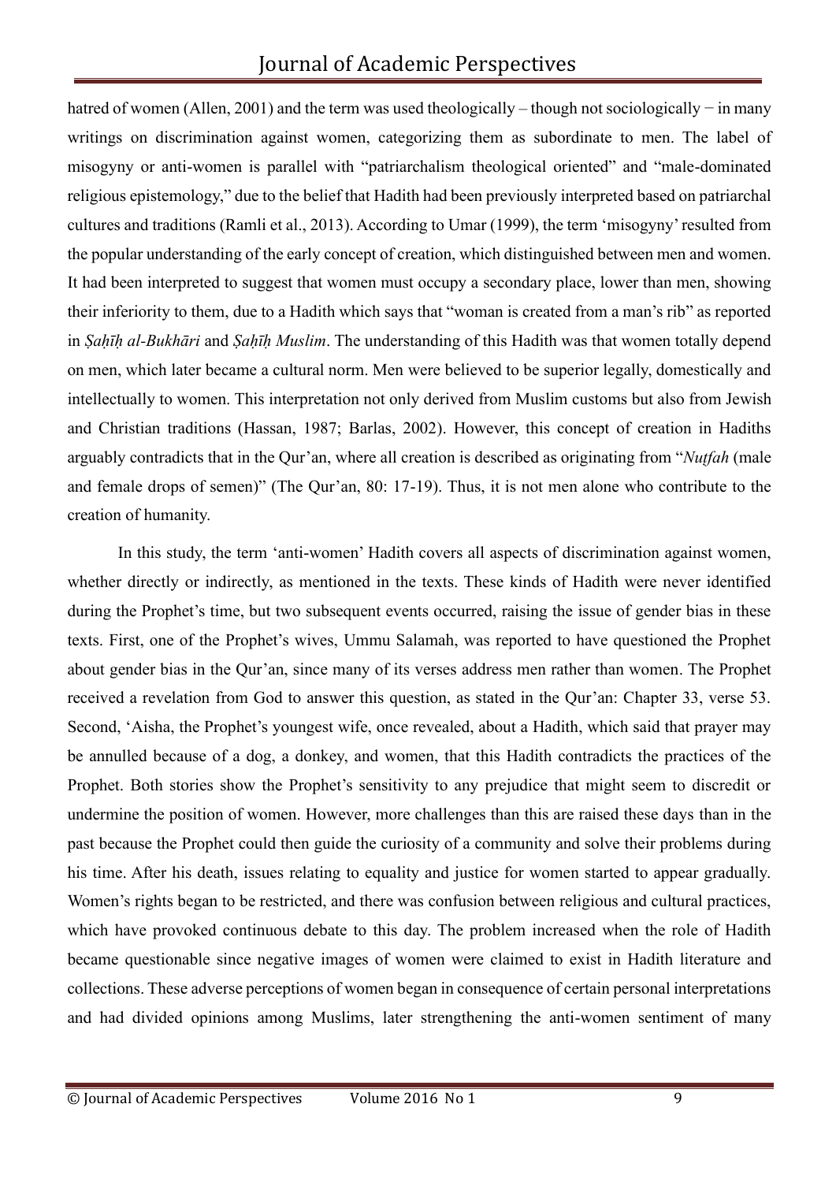hatred of women (Allen, 2001) and the term was used theologically – though not sociologically − in many writings on discrimination against women, categorizing them as subordinate to men. The label of misogyny or anti-women is parallel with "patriarchalism theological oriented" and "male-dominated religious epistemology," due to the belief that Hadith had been previously interpreted based on patriarchal cultures and traditions (Ramli et al., 2013). According to Umar (1999), the term 'misogyny' resulted from the popular understanding of the early concept of creation, which distinguished between men and women. It had been interpreted to suggest that women must occupy a secondary place, lower than men, showing their inferiority to them, due to a Hadith which says that "woman is created from a man's rib" as reported in *Ṣaḥīḥ al-Bukhāri* and *Ṣaḥīḥ Muslim*. The understanding of this Hadith was that women totally depend on men, which later became a cultural norm. Men were believed to be superior legally, domestically and intellectually to women. This interpretation not only derived from Muslim customs but also from Jewish and Christian traditions (Hassan, 1987; Barlas, 2002). However, this concept of creation in Hadiths arguably contradicts that in the Qur'an, where all creation is described as originating from "*Nuṭfah* (male and female drops of semen)" (The Qur'an, 80: 17-19). Thus, it is not men alone who contribute to the creation of humanity.

In this study, the term 'anti-women' Hadith covers all aspects of discrimination against women, whether directly or indirectly, as mentioned in the texts. These kinds of Hadith were never identified during the Prophet's time, but two subsequent events occurred, raising the issue of gender bias in these texts. First, one of the Prophet's wives, Ummu Salamah, was reported to have questioned the Prophet about gender bias in the Qur'an, since many of its verses address men rather than women. The Prophet received a revelation from God to answer this question, as stated in the Qur'an: Chapter 33, verse 53. Second, 'Aisha, the Prophet's youngest wife, once revealed, about a Hadith, which said that prayer may be annulled because of a dog, a donkey, and women, that this Hadith contradicts the practices of the Prophet. Both stories show the Prophet's sensitivity to any prejudice that might seem to discredit or undermine the position of women. However, more challenges than this are raised these days than in the past because the Prophet could then guide the curiosity of a community and solve their problems during his time. After his death, issues relating to equality and justice for women started to appear gradually. Women's rights began to be restricted, and there was confusion between religious and cultural practices, which have provoked continuous debate to this day. The problem increased when the role of Hadith became questionable since negative images of women were claimed to exist in Hadith literature and collections. These adverse perceptions of women began in consequence of certain personal interpretations and had divided opinions among Muslims, later strengthening the anti-women sentiment of many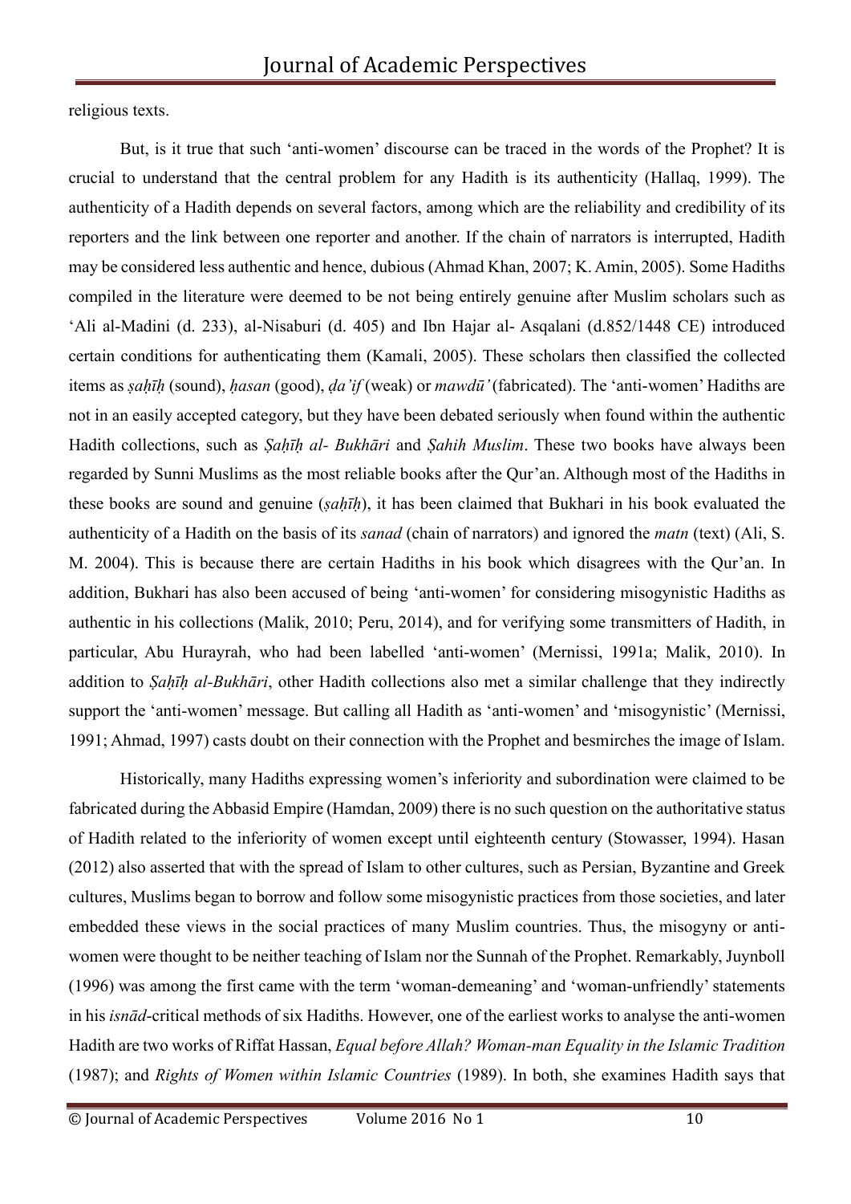religious texts.

But, is it true that such 'anti-women' discourse can be traced in the words of the Prophet? It is crucial to understand that the central problem for any Hadith is its authenticity (Hallaq, 1999). The authenticity of a Hadith depends on several factors, among which are the reliability and credibility of its reporters and the link between one reporter and another. If the chain of narrators is interrupted, Hadith may be considered less authentic and hence, dubious (Ahmad Khan, 2007; K. Amin, 2005). Some Hadiths compiled in the literature were deemed to be not being entirely genuine after Muslim scholars such as 'Ali al-Madini (d. 233), al-Nisaburi (d. 405) and Ibn Hajar al- Asqalani (d.852/1448 CE) introduced certain conditions for authenticating them (Kamali, 2005). These scholars then classified the collected items as *ṣaḥīḥ* (sound), *ḥasan* (good), *ḍa'if* (weak) or *mawdū'* (fabricated). The 'anti-women' Hadiths are not in an easily accepted category, but they have been debated seriously when found within the authentic Hadith collections, such as *Ṣaḥīḥ al- Bukhāri* and *Ṣahih Muslim*. These two books have always been regarded by Sunni Muslims as the most reliable books after the Qur'an. Although most of the Hadiths in these books are sound and genuine (*ṣaḥīḥ*), it has been claimed that Bukhari in his book evaluated the authenticity of a Hadith on the basis of its *sanad* (chain of narrators) and ignored the *matn* (text) (Ali, S. M. 2004). This is because there are certain Hadiths in his book which disagrees with the Qur'an. In addition, Bukhari has also been accused of being 'anti-women' for considering misogynistic Hadiths as authentic in his collections (Malik, 2010; Peru, 2014), and for verifying some transmitters of Hadith, in particular, Abu Hurayrah, who had been labelled 'anti-women' (Mernissi, 1991a; Malik, 2010). In addition to *Ṣaḥīḥ al-Bukhāri*, other Hadith collections also met a similar challenge that they indirectly support the 'anti-women' message. But calling all Hadith as 'anti-women' and 'misogynistic' (Mernissi, 1991; Ahmad, 1997) casts doubt on their connection with the Prophet and besmirches the image of Islam.

Historically, many Hadiths expressing women's inferiority and subordination were claimed to be fabricated during the Abbasid Empire (Hamdan, 2009) there is no such question on the authoritative status of Hadith related to the inferiority of women except until eighteenth century (Stowasser, 1994). Hasan (2012) also asserted that with the spread of Islam to other cultures, such as Persian, Byzantine and Greek cultures, Muslims began to borrow and follow some misogynistic practices from those societies, and later embedded these views in the social practices of many Muslim countries. Thus, the misogyny or anti-women were thought to be neither teaching of Islam nor the Sunnah of the Prophet. Remarkably, Juynboll (1996) was among the first came with the term 'woman-demeaning' and 'woman-unfriendly' statements in his *isnād*-critical methods of six Hadiths. However, one of the earliest works to analyse the anti-women Hadith are two works of Riffat Hassan, *Equal before Allah? Woman-man Equality in the Islamic Tradition* (1987); and *Rights of Women within Islamic Countries* (1989). In both, she examines Hadith says that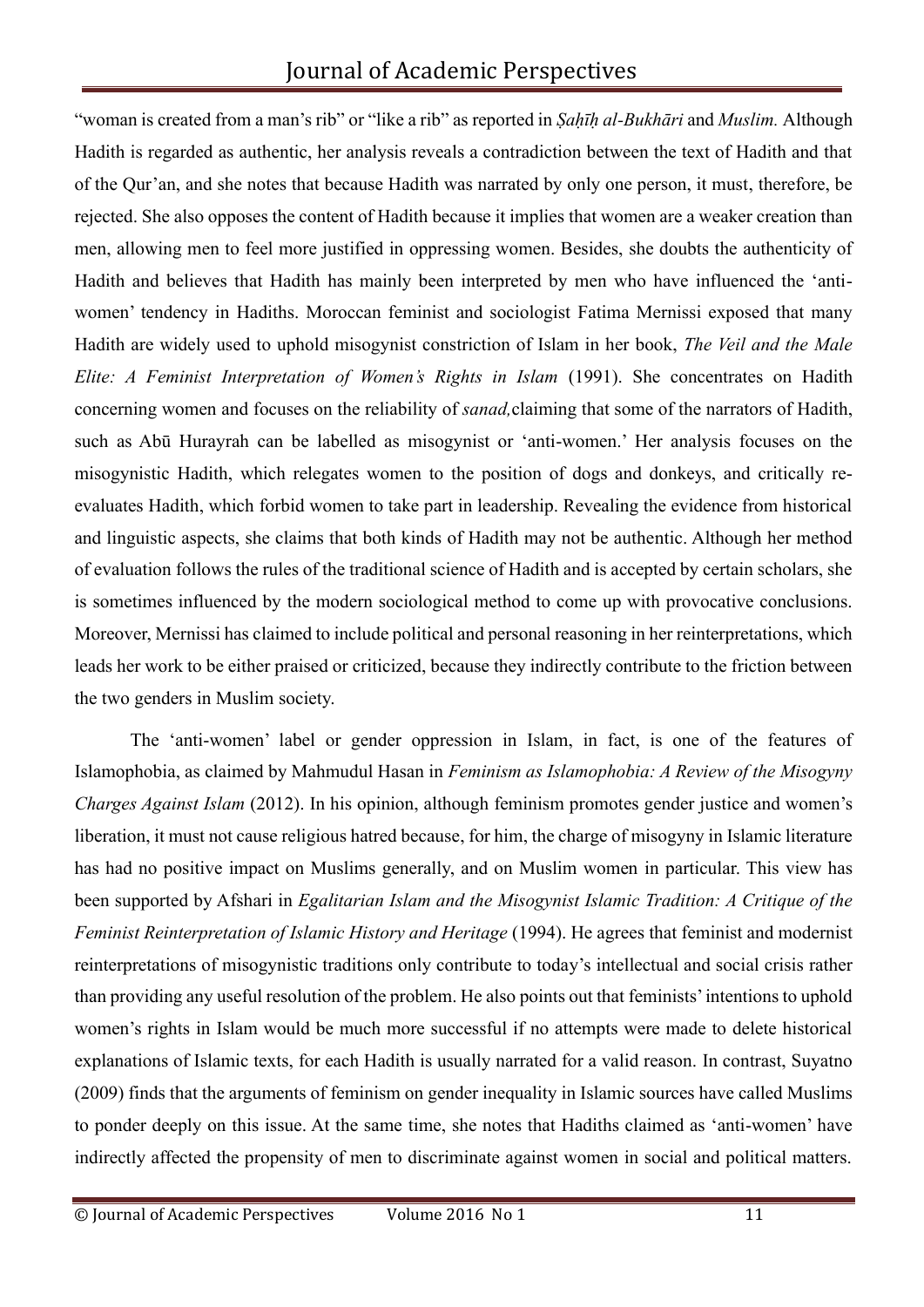"woman is created from a man's rib" or "like a rib" as reported in *Ṣaḥīḥ al-Bukhāri* and *Muslim.* Although Hadith is regarded as authentic, her analysis reveals a contradiction between the text of Hadith and that of the Qur'an, and she notes that because Hadith was narrated by only one person, it must, therefore, be rejected. She also opposes the content of Hadith because it implies that women are a weaker creation than men, allowing men to feel more justified in oppressing women. Besides, she doubts the authenticity of Hadith and believes that Hadith has mainly been interpreted by men who have influenced the 'anti-women' tendency in Hadiths. Moroccan feminist and sociologist Fatima Mernissi exposed that many Hadith are widely used to uphold misogynist constriction of Islam in her book, *The Veil and the Male Elite: A Feminist Interpretation of Women's Rights in Islam* (1991). She concentrates on Hadith concerning women and focuses on the reliability of *sanad,*claiming that some of the narrators of Hadith, such as Abū Hurayrah can be labelled as misogynist or 'anti-women.' Her analysis focuses on the misogynistic Hadith, which relegates women to the position of dogs and donkeys, and critically re-evaluates Hadith, which forbid women to take part in leadership. Revealing the evidence from historical and linguistic aspects, she claims that both kinds of Hadith may not be authentic. Although her method of evaluation follows the rules of the traditional science of Hadith and is accepted by certain scholars, she is sometimes influenced by the modern sociological method to come up with provocative conclusions. Moreover, Mernissi has claimed to include political and personal reasoning in her reinterpretations, which leads her work to be either praised or criticized, because they indirectly contribute to the friction between the two genders in Muslim society.

The 'anti-women' label or gender oppression in Islam, in fact, is one of the features of Islamophobia, as claimed by Mahmudul Hasan in *Feminism as Islamophobia: A Review of the Misogyny Charges Against Islam* (2012). In his opinion, although feminism promotes gender justice and women's liberation, it must not cause religious hatred because, for him, the charge of misogyny in Islamic literature has had no positive impact on Muslims generally, and on Muslim women in particular. This view has been supported by Afshari in *Egalitarian Islam and the Misogynist Islamic Tradition: A Critique of the Feminist Reinterpretation of Islamic History and Heritage* (1994). He agrees that feminist and modernist reinterpretations of misogynistic traditions only contribute to today's intellectual and social crisis rather than providing any useful resolution of the problem. He also points out that feminists' intentions to uphold women's rights in Islam would be much more successful if no attempts were made to delete historical explanations of Islamic texts, for each Hadith is usually narrated for a valid reason. In contrast, Suyatno (2009) finds that the arguments of feminism on gender inequality in Islamic sources have called Muslims to ponder deeply on this issue. At the same time, she notes that Hadiths claimed as 'anti-women' have indirectly affected the propensity of men to discriminate against women in social and political matters.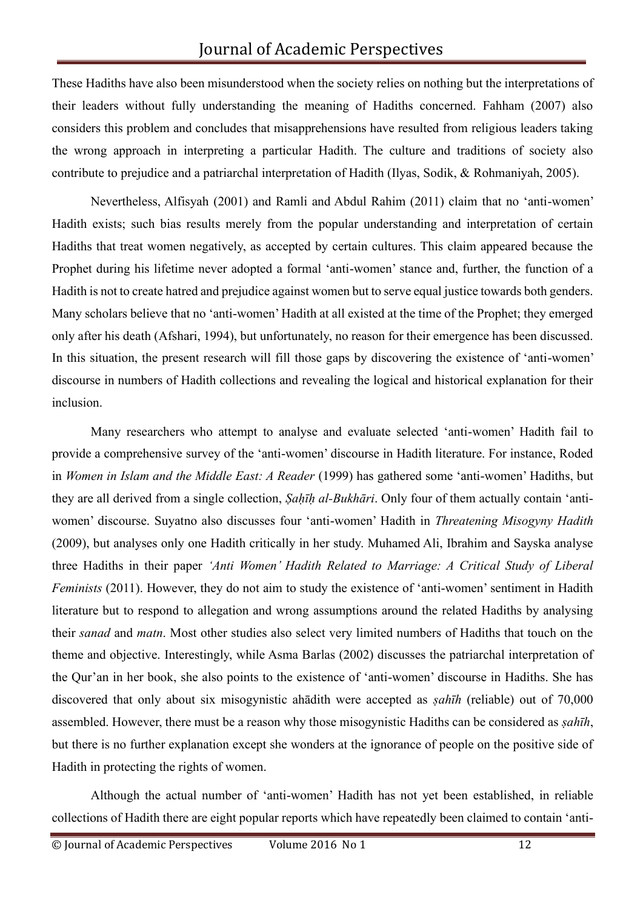These Hadiths have also been misunderstood when the society relies on nothing but the interpretations of their leaders without fully understanding the meaning of Hadiths concerned. Fahham (2007) also considers this problem and concludes that misapprehensions have resulted from religious leaders taking the wrong approach in interpreting a particular Hadith. The culture and traditions of society also contribute to prejudice and a patriarchal interpretation of Hadith (Ilyas, Sodik, & Rohmaniyah, 2005).

Nevertheless, Alfisyah (2001) and Ramli and Abdul Rahim (2011) claim that no 'anti-women' Hadith exists; such bias results merely from the popular understanding and interpretation of certain Hadiths that treat women negatively, as accepted by certain cultures. This claim appeared because the Prophet during his lifetime never adopted a formal 'anti-women' stance and, further, the function of a Hadith is not to create hatred and prejudice against women but to serve equal justice towards both genders. Many scholars believe that no 'anti-women' Hadith at all existed at the time of the Prophet; they emerged only after his death (Afshari, 1994), but unfortunately, no reason for their emergence has been discussed. In this situation, the present research will fill those gaps by discovering the existence of 'anti-women' discourse in numbers of Hadith collections and revealing the logical and historical explanation for their inclusion.

Many researchers who attempt to analyse and evaluate selected 'anti-women' Hadith fail to provide a comprehensive survey of the 'anti-women' discourse in Hadith literature. For instance, Roded in *Women in Islam and the Middle East: A Reader* (1999) has gathered some 'anti-women' Hadiths, but they are all derived from a single collection, *Ṣaḥīḥ al-Bukhāri*. Only four of them actually contain 'anti-women' discourse. Suyatno also discusses four 'anti-women' Hadith in *Threatening Misogyny Hadith* (2009), but analyses only one Hadith critically in her study. Muhamed Ali, Ibrahim and Sayska analyse three Hadiths in their paper *'Anti Women' Hadith Related to Marriage: A Critical Study of Liberal Feminists* (2011). However, they do not aim to study the existence of 'anti-women' sentiment in Hadith literature but to respond to allegation and wrong assumptions around the related Hadiths by analysing their *sanad* and *matn*. Most other studies also select very limited numbers of Hadiths that touch on the theme and objective. Interestingly, while Asma Barlas (2002) discusses the patriarchal interpretation of the Qur'an in her book, she also points to the existence of 'anti-women' discourse in Hadiths. She has discovered that only about six misogynistic ahādith were accepted as *ṣahīh* (reliable) out of 70,000 assembled. However, there must be a reason why those misogynistic Hadiths can be considered as *ṣahīh*, but there is no further explanation except she wonders at the ignorance of people on the positive side of Hadith in protecting the rights of women.

Although the actual number of 'anti-women' Hadith has not yet been established, in reliable collections of Hadith there are eight popular reports which have repeatedly been claimed to contain 'anti-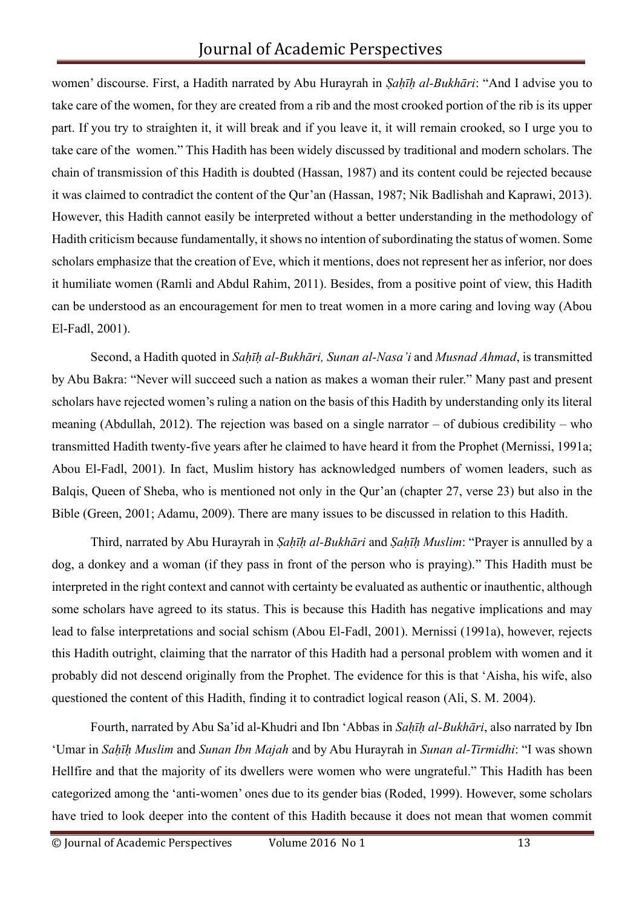women' discourse. First, a Hadith narrated by Abu Hurayrah in *Ṣaḥīḥ al-Bukhāri*: "And I advise you to take care of the women, for they are created from a rib and the most crooked portion of the rib is its upper part. If you try to straighten it, it will break and if you leave it, it will remain crooked, so I urge you to take care of the women." This Hadith has been widely discussed by traditional and modern scholars. The chain of transmission of this Hadith is doubted (Hassan, 1987) and its content could be rejected because it was claimed to contradict the content of the Qur'an (Hassan, 1987; Nik Badlishah and Kaprawi, 2013). However, this Hadith cannot easily be interpreted without a better understanding in the methodology of Hadith criticism because fundamentally, it shows no intention of subordinating the status of women. Some scholars emphasize that the creation of Eve, which it mentions, does not represent her as inferior, nor does it humiliate women (Ramli and Abdul Rahim, 2011). Besides, from a positive point of view, this Hadith can be understood as an encouragement for men to treat women in a more caring and loving way (Abou El-Fadl, 2001).

Second, a Hadith quoted in *Saḥīḥ al-Bukhāri, Sunan al-Nasa'i* and *Musnad Ahmad*, is transmitted by Abu Bakra: "Never will succeed such a nation as makes a woman their ruler." Many past and present scholars have rejected women's ruling a nation on the basis of this Hadith by understanding only its literal meaning (Abdullah, 2012). The rejection was based on a single narrator – of dubious credibility – who transmitted Hadith twenty-five years after he claimed to have heard it from the Prophet (Mernissi, 1991a; Abou El-Fadl, 2001). In fact, Muslim history has acknowledged numbers of women leaders, such as Balqis, Queen of Sheba, who is mentioned not only in the Qur'an (chapter 27, verse 23) but also in the Bible (Green, 2001; Adamu, 2009). There are many issues to be discussed in relation to this Hadith.

Third, narrated by Abu Hurayrah in *Ṣaḥīḥ al-Bukhāri* and *Ṣaḥīḥ Muslim*: "Prayer is annulled by a dog, a donkey and a woman (if they pass in front of the person who is praying)." This Hadith must be interpreted in the right context and cannot with certainty be evaluated as authentic or inauthentic, although some scholars have agreed to its status. This is because this Hadith has negative implications and may lead to false interpretations and social schism (Abou El-Fadl, 2001). Mernissi (1991a), however, rejects this Hadith outright, claiming that the narrator of this Hadith had a personal problem with women and it probably did not descend originally from the Prophet. The evidence for this is that 'Aisha, his wife, also questioned the content of this Hadith, finding it to contradict logical reason (Ali, S. M. 2004).

Fourth, narrated by Abu Sa'id al-Khudri and Ibn 'Abbas in *Saḥīḥ al-Bukhāri*, also narrated by Ibn 'Umar in *Saḥīḥ Muslim* and *Sunan Ibn Majah* and by Abu Hurayrah in *Sunan al-Tirmidhi*: "I was shown Hellfire and that the majority of its dwellers were women who were ungrateful." This Hadith has been categorized among the 'anti-women' ones due to its gender bias (Roded, 1999). However, some scholars have tried to look deeper into the content of this Hadith because it does not mean that women commit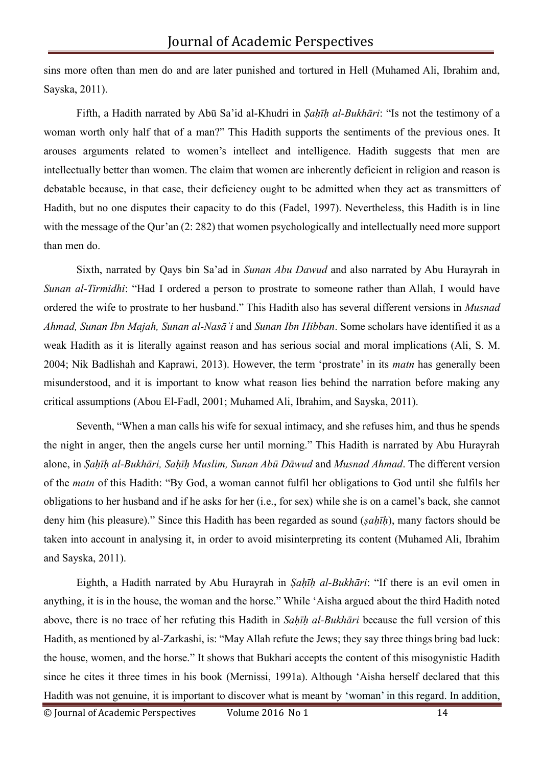sins more often than men do and are later punished and tortured in Hell (Muhamed Ali, Ibrahim and, Sayska, 2011).

Fifth, a Hadith narrated by Abū Sa'id al-Khudri in *Ṣaḥīḥ al-Bukhārī*: "Is not the testimony of a woman worth only half that of a man?" This Hadith supports the sentiments of the previous ones. It arouses arguments related to women's intellect and intelligence. Hadith suggests that men are intellectually better than women. The claim that women are inherently deficient in religion and reason is debatable because, in that case, their deficiency ought to be admitted when they act as transmitters of Hadith, but no one disputes their capacity to do this (Fadel, 1997). Nevertheless, this Hadith is in line with the message of the Qur'an (2: 282) that women psychologically and intellectually need more support than men do.

Sixth, narrated by Qays bin Sa'ad in *Sunan Abu Dawud* and also narrated by Abu Hurayrah in *Sunan al-Tirmidhi*: "Had I ordered a person to prostrate to someone rather than Allah, I would have ordered the wife to prostrate to her husband." This Hadith also has several different versions in *Musnad Ahmad, Sunan Ibn Majah, Sunan al-Nasāʾi* and *Sunan Ibn Hibban*. Some scholars have identified it as a weak Hadith as it is literally against reason and has serious social and moral implications (Ali, S. M. 2004; Nik Badlishah and Kaprawi, 2013). However, the term 'prostrate' in its *matn* has generally been misunderstood, and it is important to know what reason lies behind the narration before making any critical assumptions (Abou El-Fadl, 2001; Muhamed Ali, Ibrahim, and Sayska, 2011).

Seventh, "When a man calls his wife for sexual intimacy, and she refuses him, and thus he spends the night in anger, then the angels curse her until morning." This Hadith is narrated by Abu Hurayrah alone, in *Ṣaḥīḥ al-Bukhārī, Saḥīḥ Muslim, Sunan Abū Dāwud* and *Musnad Ahmad*. The different version of the *matn* of this Hadith: "By God, a woman cannot fulfil her obligations to God until she fulfils her obligations to her husband and if he asks for her (i.e., for sex) while she is on a camel's back, she cannot deny him (his pleasure)." Since this Hadith has been regarded as sound (*ṣaḥīḥ*), many factors should be taken into account in analysing it, in order to avoid misinterpreting its content (Muhamed Ali, Ibrahim and Sayska, 2011).

Eighth, a Hadith narrated by Abu Hurayrah in *Ṣaḥīḥ al-Bukhārī*: "If there is an evil omen in anything, it is in the house, the woman and the horse." While 'Aisha argued about the third Hadith noted above, there is no trace of her refuting this Hadith in *Saḥīḥ al-Bukhārī* because the full version of this Hadith, as mentioned by al-Zarkashi, is: "May Allah refute the Jews; they say three things bring bad luck: the house, women, and the horse." It shows that Bukhari accepts the content of this misogynistic Hadith since he cites it three times in his book (Mernissi, 1991a). Although 'Aisha herself declared that this Hadith was not genuine, it is important to discover what is meant by 'woman' in this regard. In addition,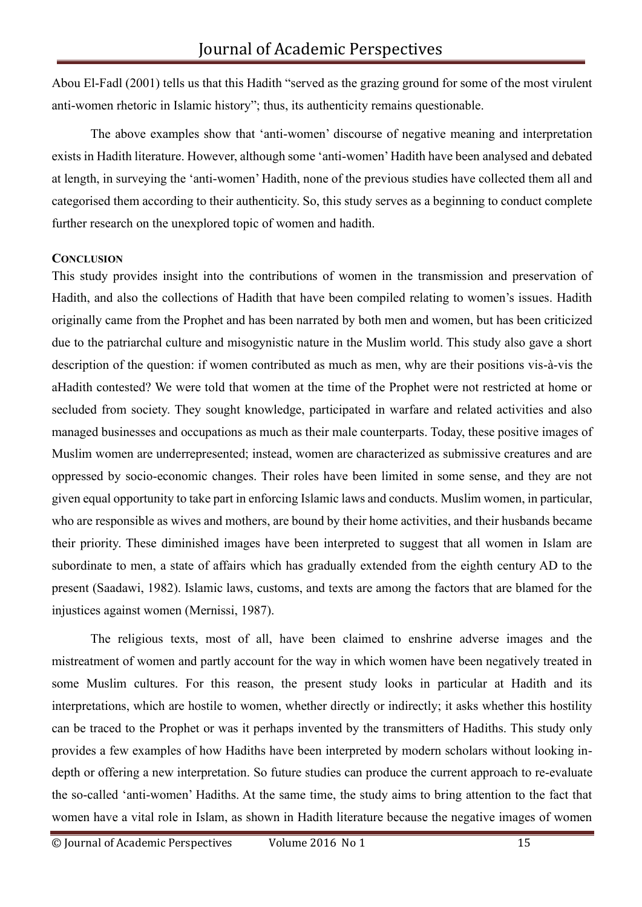Abou El-Fadl (2001) tells us that this Hadith "served as the grazing ground for some of the most virulent anti-women rhetoric in Islamic history"; thus, its authenticity remains questionable.

The above examples show that 'anti-women' discourse of negative meaning and interpretation exists in Hadith literature. However, although some 'anti-women' Hadith have been analysed and debated at length, in surveying the 'anti-women' Hadith, none of the previous studies have collected them all and categorised them according to their authenticity. So, this study serves as a beginning to conduct complete further research on the unexplored topic of women and hadith.

## CONCLUSION

This study provides insight into the contributions of women in the transmission and preservation of Hadith, and also the collections of Hadith that have been compiled relating to women's issues. Hadith originally came from the Prophet and has been narrated by both men and women, but has been criticized due to the patriarchal culture and misogynistic nature in the Muslim world. This study also gave a short description of the question: if women contributed as much as men, why are their positions vis-à-vis the aHadith contested? We were told that women at the time of the Prophet were not restricted at home or secluded from society. They sought knowledge, participated in warfare and related activities and also managed businesses and occupations as much as their male counterparts. Today, these positive images of Muslim women are underrepresented; instead, women are characterized as submissive creatures and are oppressed by socio-economic changes. Their roles have been limited in some sense, and they are not given equal opportunity to take part in enforcing Islamic laws and conducts. Muslim women, in particular, who are responsible as wives and mothers, are bound by their home activities, and their husbands became their priority. These diminished images have been interpreted to suggest that all women in Islam are subordinate to men, a state of affairs which has gradually extended from the eighth century AD to the present (Saadawi, 1982). Islamic laws, customs, and texts are among the factors that are blamed for the injustices against women (Mernissi, 1987).

The religious texts, most of all, have been claimed to enshrine adverse images and the mistreatment of women and partly account for the way in which women have been negatively treated in some Muslim cultures. For this reason, the present study looks in particular at Hadith and its interpretations, which are hostile to women, whether directly or indirectly; it asks whether this hostility can be traced to the Prophet or was it perhaps invented by the transmitters of Hadiths. This study only provides a few examples of how Hadiths have been interpreted by modern scholars without looking in-depth or offering a new interpretation. So future studies can produce the current approach to re-evaluate the so-called 'anti-women' Hadiths. At the same time, the study aims to bring attention to the fact that women have a vital role in Islam, as shown in Hadith literature because the negative images of women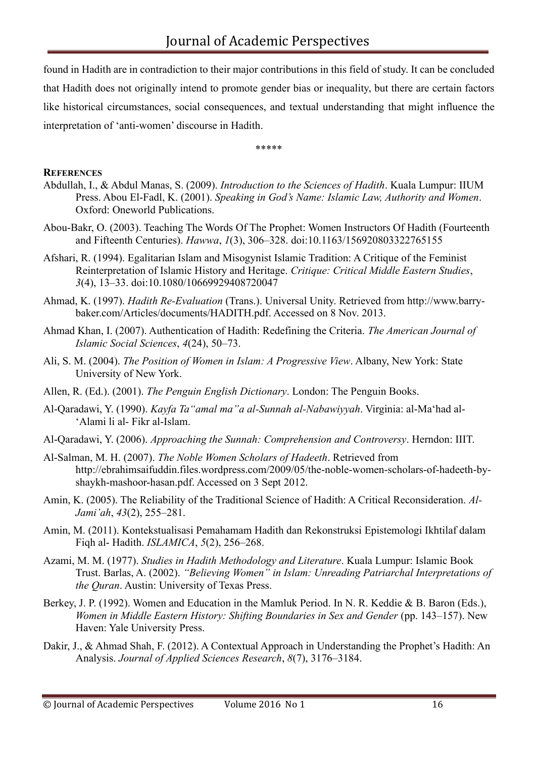found in Hadith are in contradiction to their major contributions in this field of study. It can be concluded that Hadith does not originally intend to promote gender bias or inequality, but there are certain factors like historical circumstances, social consequences, and textual understanding that might influence the interpretation of 'anti-women' discourse in Hadith.

\*\*\*\*\*

**References**

Abdullah, I., & Abdul Manas, S. (2009). *Introduction to the Sciences of Hadith*. Kuala Lumpur: IIUM Press. Abou El-Fadl, K. (2001). *Speaking in God's Name: Islamic Law, Authority and Women*. Oxford: Oneworld Publications.

Abou-Bakr, O. (2003). Teaching The Words Of The Prophet: Women Instructors Of Hadith (Fourteenth and Fifteenth Centuries). *Hawwa*, *1*(3), 306–328. doi:10.1163/156920803322765155

Afshari, R. (1994). Egalitarian Islam and Misogynist Islamic Tradition: A Critique of the Feminist Reinterpretation of Islamic History and Heritage. *Critique: Critical Middle Eastern Studies*, *3*(4), 13–33. doi:10.1080/10669929408720047

Ahmad, K. (1997). *Hadith Re-Evaluation* (Trans.). Universal Unity. Retrieved from http://www.barry-baker.com/Articles/documents/HADITH.pdf. Accessed on 8 Nov. 2013.

Ahmad Khan, I. (2007). Authentication of Hadith: Redefining the Criteria. *The American Journal of Islamic Social Sciences*, *4*(24), 50–73.

Ali, S. M. (2004). *The Position of Women in Islam: A Progressive View*. Albany, New York: State University of New York.

Allen, R. (Ed.). (2001). *The Penguin English Dictionary*. London: The Penguin Books.

Al-Qaradawi, Y. (1990). *Kayfa Ta"amal ma"a al-Sunnah al-Nabawiyyah*. Virginia: al-Ma'had al-'Alami li al- Fikr al-Islam.

Al-Qaradawi, Y. (2006). *Approaching the Sunnah: Comprehension and Controversy*. Herndon: IIIT.

Al-Salman, M. H. (2007). *The Noble Women Scholars of Hadeeth*. Retrieved from http://ebrahimsaifuddin.files.wordpress.com/2009/05/the-noble-women-scholars-of-hadeeth-by-shaykh-mashoor-hasan.pdf. Accessed on 3 Sept 2012.

Amin, K. (2005). The Reliability of the Traditional Science of Hadith: A Critical Reconsideration. *Al-Jami'ah*, *43*(2), 255–281.

Amin, M. (2011). Kontekstualisasi Pemahamam Hadith dan Rekonstruksi Epistemologi Ikhtilaf dalam Fiqh al- Hadith. *ISLAMICA*, *5*(2), 256–268.

Azami, M. M. (1977). *Studies in Hadith Methodology and Literature*. Kuala Lumpur: Islamic Book Trust. Barlas, A. (2002). *"Believing Women" in Islam: Unreading Patriarchal Interpretations of the Quran*. Austin: University of Texas Press.

Berkey, J. P. (1992). Women and Education in the Mamluk Period. In N. R. Keddie & B. Baron (Eds.), *Women in Middle Eastern History: Shifting Boundaries in Sex and Gender* (pp. 143–157). New Haven: Yale University Press.

Dakir, J., & Ahmad Shah, F. (2012). A Contextual Approach in Understanding the Prophet's Hadith: An Analysis. *Journal of Applied Sciences Research*, *8*(7), 3176–3184.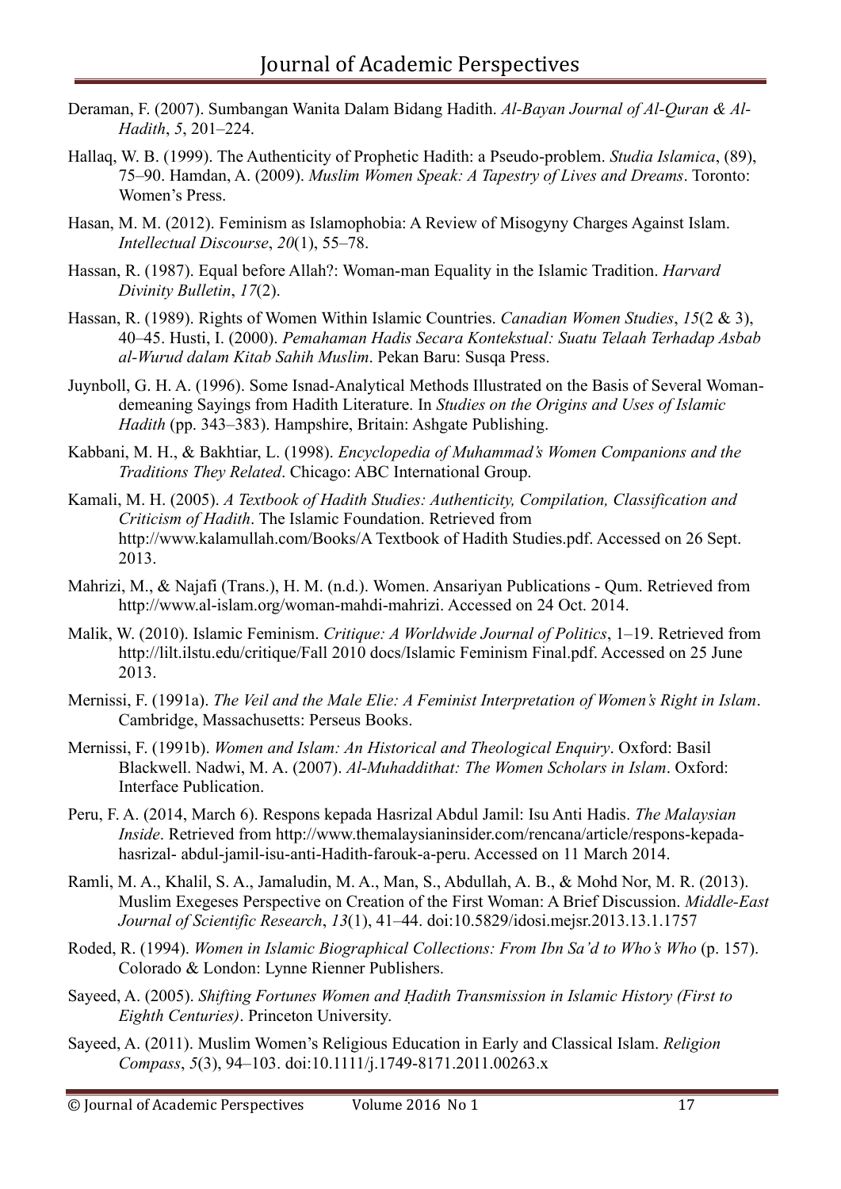Deraman, F. (2007). Sumbangan Wanita Dalam Bidang Hadith. *Al-Bayan Journal of Al-Quran & Al-Hadith*, *5*, 201–224.

Hallaq, W. B. (1999). The Authenticity of Prophetic Hadith: a Pseudo-problem. *Studia Islamica*, (89), 75–90. Hamdan, A. (2009). *Muslim Women Speak: A Tapestry of Lives and Dreams*. Toronto: Women's Press.

Hasan, M. M. (2012). Feminism as Islamophobia: A Review of Misogyny Charges Against Islam. *Intellectual Discourse*, *20*(1), 55–78.

Hassan, R. (1987). Equal before Allah?: Woman-man Equality in the Islamic Tradition. *Harvard Divinity Bulletin*, *17*(2).

Hassan, R. (1989). Rights of Women Within Islamic Countries. *Canadian Women Studies*, *15*(2 & 3), 40–45. Husti, I. (2000). *Pemahaman Hadis Secara Kontekstual: Suatu Telaah Terhadap Asbab al-Wurud dalam Kitab Sahih Muslim*. Pekan Baru: Susqa Press.

Juynboll, G. H. A. (1996). Some Isnad-Analytical Methods Illustrated on the Basis of Several Woman-demeaning Sayings from Hadith Literature. In *Studies on the Origins and Uses of Islamic Hadith* (pp. 343–383). Hampshire, Britain: Ashgate Publishing.

Kabbani, M. H., & Bakhtiar, L. (1998). *Encyclopedia of Muhammad's Women Companions and the Traditions They Related*. Chicago: ABC International Group.

Kamali, M. H. (2005). *A Textbook of Hadith Studies: Authenticity, Compilation, Classification and Criticism of Hadith*. The Islamic Foundation. Retrieved from http://www.kalamullah.com/Books/A Textbook of Hadith Studies.pdf. Accessed on 26 Sept. 2013.

Mahrizi, M., & Najafi (Trans.), H. M. (n.d.). Women. Ansariyan Publications - Qum. Retrieved from http://www.al-islam.org/woman-mahdi-mahrizi. Accessed on 24 Oct. 2014.

Malik, W. (2010). Islamic Feminism. *Critique: A Worldwide Journal of Politics*, 1–19. Retrieved from http://lilt.ilstu.edu/critique/Fall 2010 docs/Islamic Feminism Final.pdf. Accessed on 25 June 2013.

Mernissi, F. (1991a). *The Veil and the Male Elie: A Feminist Interpretation of Women's Right in Islam*. Cambridge, Massachusetts: Perseus Books.

Mernissi, F. (1991b). *Women and Islam: An Historical and Theological Enquiry*. Oxford: Basil Blackwell. Nadwi, M. A. (2007). *Al-Muhaddithat: The Women Scholars in Islam*. Oxford: Interface Publication.

Peru, F. A. (2014, March 6). Respons kepada Hasrizal Abdul Jamil: Isu Anti Hadis. *The Malaysian Inside*. Retrieved from http://www.themalaysianinsider.com/rencana/article/respons-kepada-hasrizal- abdul-jamil-isu-anti-Hadith-farouk-a-peru. Accessed on 11 March 2014.

Ramli, M. A., Khalil, S. A., Jamaludin, M. A., Man, S., Abdullah, A. B., & Mohd Nor, M. R. (2013). Muslim Exegeses Perspective on Creation of the First Woman: A Brief Discussion. *Middle-East Journal of Scientific Research*, *13*(1), 41–44. doi:10.5829/idosi.mejsr.2013.13.1.1757

Roded, R. (1994). *Women in Islamic Biographical Collections: From Ibn Sa'd to Who's Who* (p. 157). Colorado & London: Lynne Rienner Publishers.

Sayeed, A. (2005). *Shifting Fortunes Women and Ḥadith Transmission in Islamic History (First to Eighth Centuries)*. Princeton University.

Sayeed, A. (2011). Muslim Women's Religious Education in Early and Classical Islam. *Religion Compass*, *5*(3), 94–103. doi:10.1111/j.1749-8171.2011.00263.x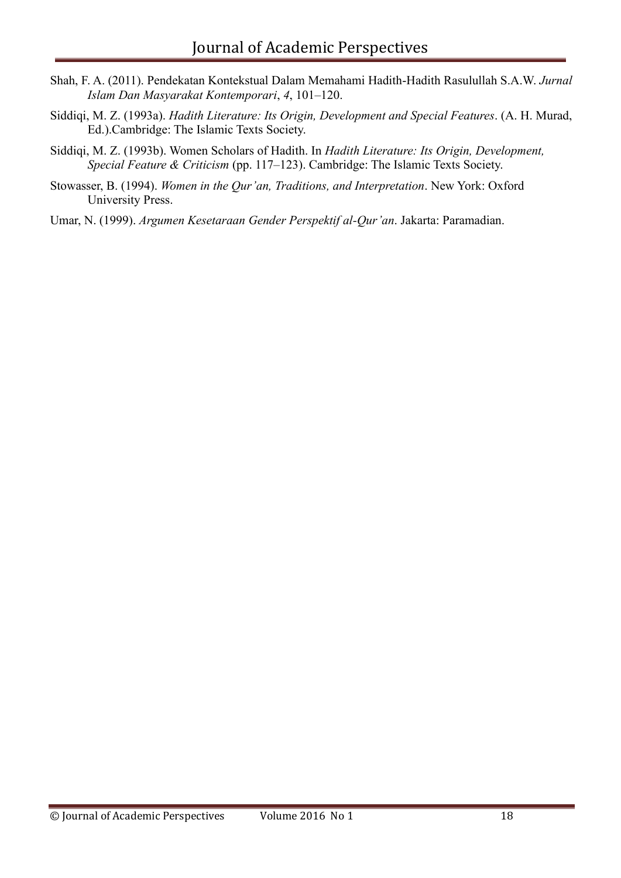Shah, F. A. (2011). Pendekatan Kontekstual Dalam Memahami Hadith-Hadith Rasulullah S.A.W. *Jurnal Islam Dan Masyarakat Kontemporari*, *4*, 101–120.

Siddiqi, M. Z. (1993a). *Hadith Literature: Its Origin, Development and Special Features*. (A. H. Murad, Ed.).Cambridge: The Islamic Texts Society.

Siddiqi, M. Z. (1993b). Women Scholars of Hadith. In *Hadith Literature: Its Origin, Development, Special Feature & Criticism* (pp. 117–123). Cambridge: The Islamic Texts Society.

Stowasser, B. (1994). *Women in the Qur'an, Traditions, and Interpretation*. New York: Oxford University Press.

Umar, N. (1999). *Argumen Kesetaraan Gender Perspektif al-Qur'an*. Jakarta: Paramadian.